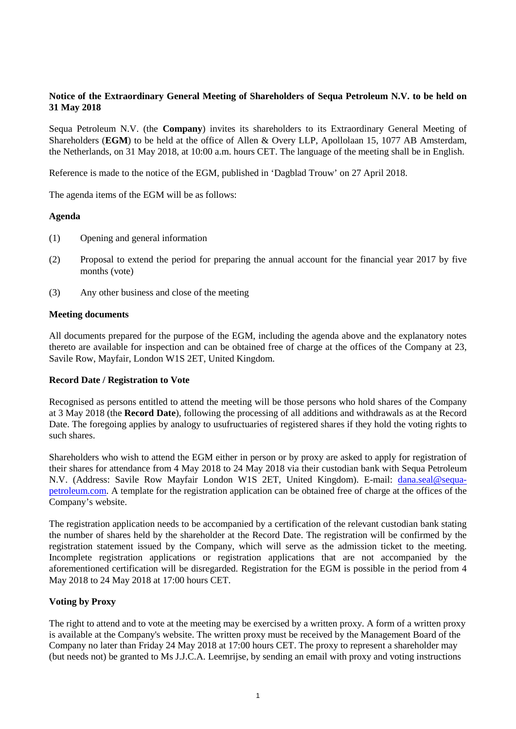**Notice of the Extraordinary General Meeting of Shareholders of Sequa Petroleum N.V. to be held on 31 May 2018**

Sequa Petroleum N.V. (the **Company**) invites its shareholders to its Extraordinary General Meeting of Shareholders (**EGM**) to be held at the office of Allen & Overy LLP, Apollolaan 15, 1077 AB Amsterdam, the Netherlands, on 31 May 2018, at 10:00 a.m. hours CET. The language of the meeting shall be in English.

Reference is made to the notice of the EGM, published in 'Dagblad Trouw' on 27 April 2018.

The agenda items of the EGM will be as follows:

**Agenda**

(1) Opening and general information

(2) Proposal to extend the period for preparing the annual account for the financial year 2017 by five months (vote)

(3) Any other business and close of the meeting

**Meeting documents**

All documents prepared for the purpose of the EGM, including the agenda above and the explanatory notes thereto are available for inspection and can be obtained free of charge at the offices of the Company at 23, Savile Row, Mayfair, London W1S 2ET, United Kingdom.

**Record Date / Registration to Vote**

Recognised as persons entitled to attend the meeting will be those persons who hold shares of the Company at 3 May 2018 (the **Record Date**), following the processing of all additions and withdrawals as at the Record Date. The foregoing applies by analogy to usufructuaries of registered shares if they hold the voting rights to such shares.

Shareholders who wish to attend the EGM either in person or by proxy are asked to apply for registration of their shares for attendance from 4 May 2018 to 24 May 2018 via their custodian bank with Sequa Petroleum N.V. (Address: Savile Row Mayfair London W1S 2ET, United Kingdom). E-mail: dana.seal@sequa-petroleum.com. A template for the registration application can be obtained free of charge at the offices of the Company's website.

The registration application needs to be accompanied by a certification of the relevant custodian bank stating the number of shares held by the shareholder at the Record Date. The registration will be confirmed by the registration statement issued by the Company, which will serve as the admission ticket to the meeting. Incomplete registration applications or registration applications that are not accompanied by the aforementioned certification will be disregarded. Registration for the EGM is possible in the period from 4 May 2018 to 24 May 2018 at 17:00 hours CET.

**Voting by Proxy**

The right to attend and to vote at the meeting may be exercised by a written proxy. A form of a written proxy is available at the Company's website. The written proxy must be received by the Management Board of the Company no later than Friday 24 May 2018 at 17:00 hours CET. The proxy to represent a shareholder may (but needs not) be granted to Ms J.J.C.A. Leemrijse, by sending an email with proxy and voting instructions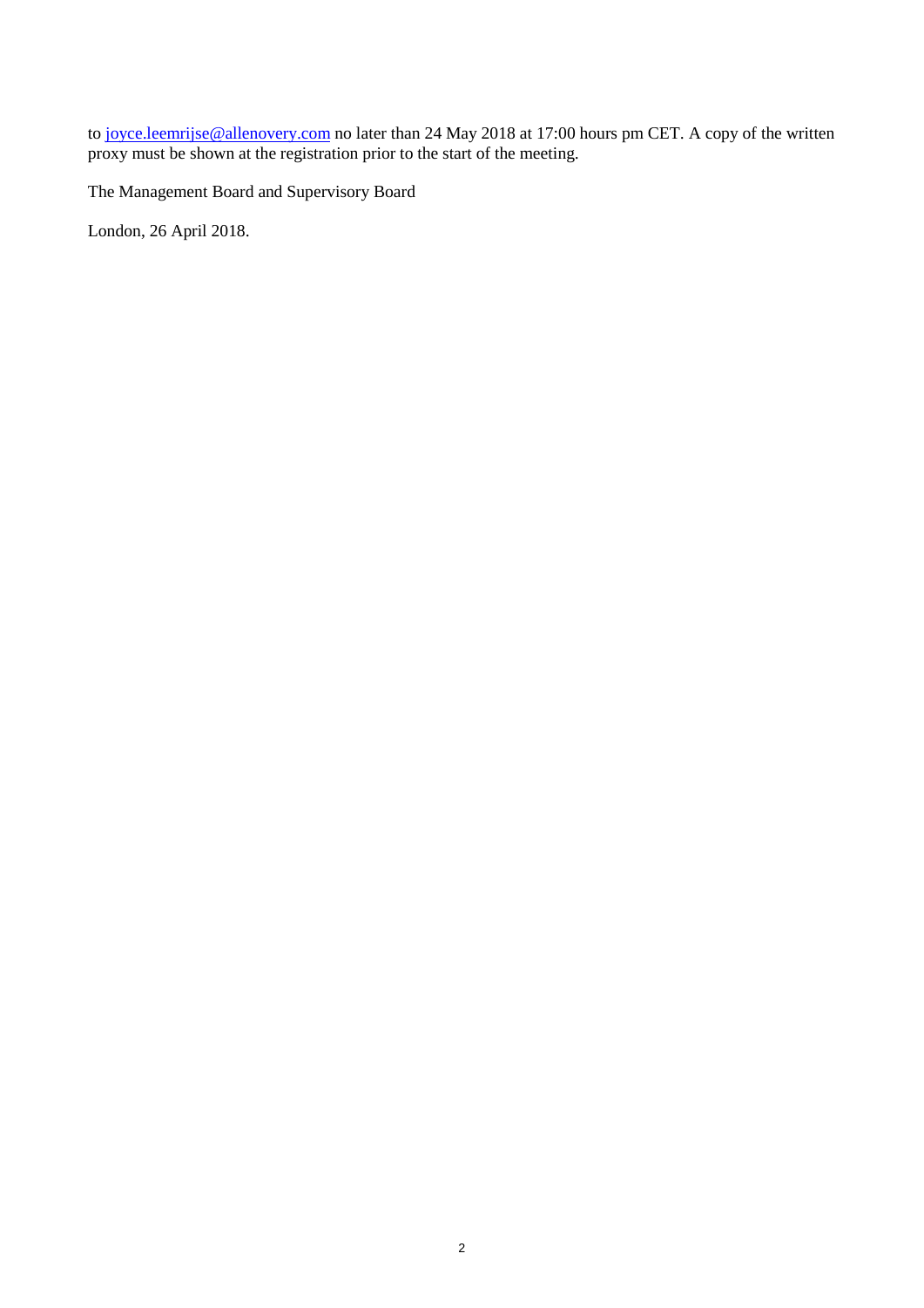to joyce.leemrijse@allenovery.com no later than 24 May 2018 at 17:00 hours pm CET. A copy of the written proxy must be shown at the registration prior to the start of the meeting.

The Management Board and Supervisory Board

London, 26 April 2018.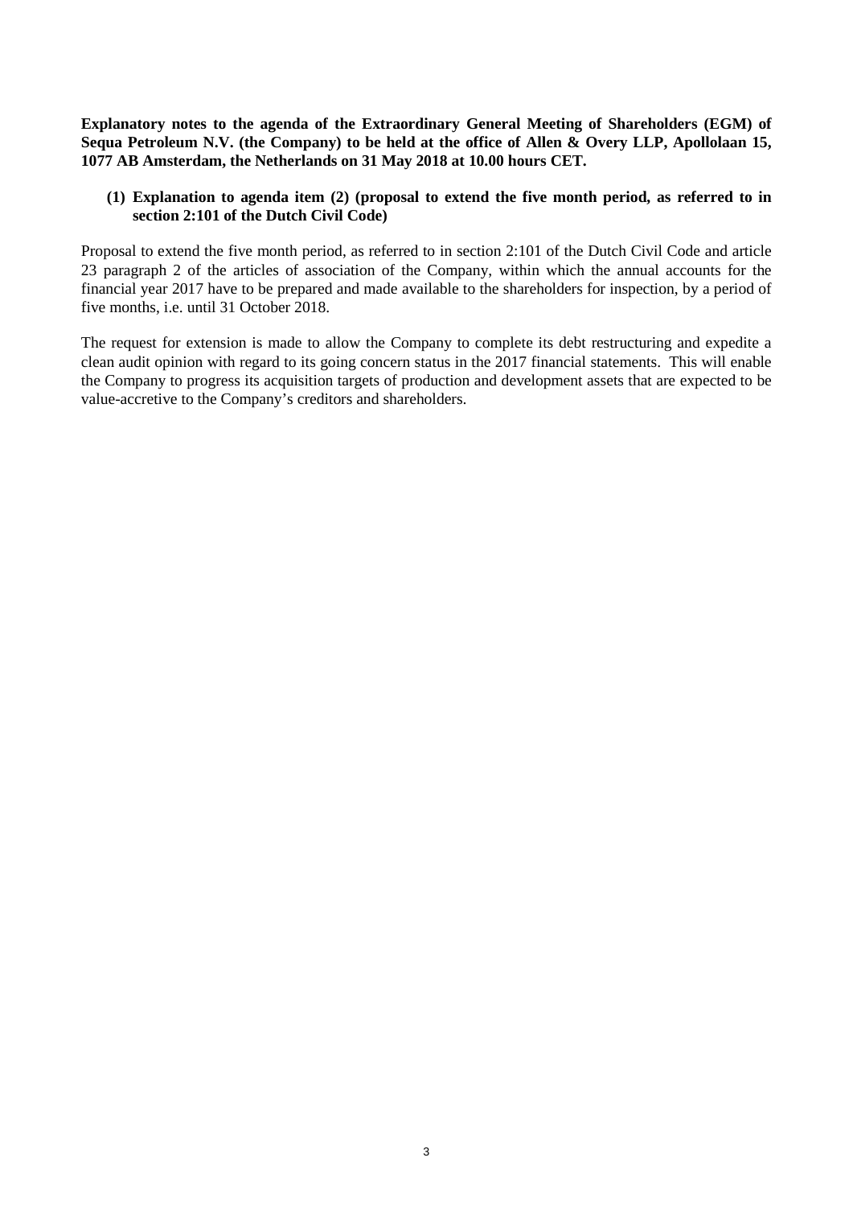**Explanatory notes to the agenda of the Extraordinary General Meeting of Shareholders (EGM) of Sequa Petroleum N.V. (the Company) to be held at the office of Allen & Overy LLP, Apollolaan 15, 1077 AB Amsterdam, the Netherlands on 31 May 2018 at 10.00 hours CET.**

**(1) Explanation to agenda item (2) (proposal to extend the five month period, as referred to in section 2:101 of the Dutch Civil Code)**

Proposal to extend the five month period, as referred to in section 2:101 of the Dutch Civil Code and article 23 paragraph 2 of the articles of association of the Company, within which the annual accounts for the financial year 2017 have to be prepared and made available to the shareholders for inspection, by a period of five months, i.e. until 31 October 2018.

The request for extension is made to allow the Company to complete its debt restructuring and expedite a clean audit opinion with regard to its going concern status in the 2017 financial statements. This will enable the Company to progress its acquisition targets of production and development assets that are expected to be value-accretive to the Company's creditors and shareholders.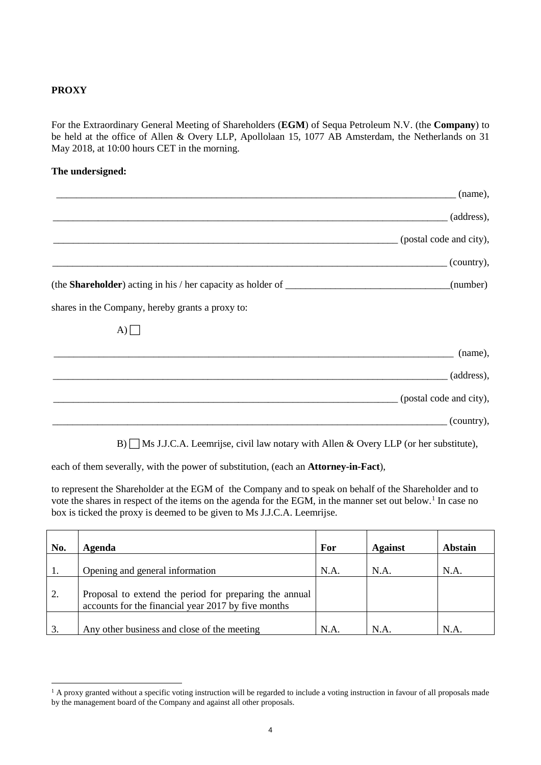**PROXY**

For the Extraordinary General Meeting of Shareholders (**EGM**) of Sequa Petroleum N.V. (the **Company**) to be held at the office of Allen & Overy LLP, Apollolaan 15, 1077 AB Amsterdam, the Netherlands on 31 May 2018, at 10:00 hours CET in the morning.

**The undersigned:**

_______________________________________________ (name),

_______________________________________________ (address),

_______________________________________________ (postal code and city),

_______________________________________________ (country),

(the **Shareholder**) acting in his / her capacity as holder of ____________________(number)

shares in the Company, hereby grants a proxy to:

A) ☐

_______________________________________________ (name),

_______________________________________________ (address),

_______________________________________________ (postal code and city),

_______________________________________________ (country),

B) ☐ Ms J.J.C.A. Leemrijse, civil law notary with Allen & Overy LLP (or her substitute),

each of them severally, with the power of substitution, (each an **Attorney-in-Fact**),

to represent the Shareholder at the EGM of the Company and to speak on behalf of the Shareholder and to vote the shares in respect of the items on the agenda for the EGM, in the manner set out below.[1] In case no box is ticked the proxy is deemed to be given to Ms J.J.C.A. Leemrijse.

| No. | Agenda | For | Against | Abstain |
|---|---|---|---|---|
| 1. | Opening and general information | N.A. | N.A. | N.A. |
| 2. | Proposal to extend the period for preparing the annual accounts for the financial year 2017 by five months | | | |
| 3. | Any other business and close of the meeting | N.A. | N.A. | N.A. |

[1] A proxy granted without a specific voting instruction will be regarded to include a voting instruction in favour of all proposals made by the management board of the Company and against all other proposals.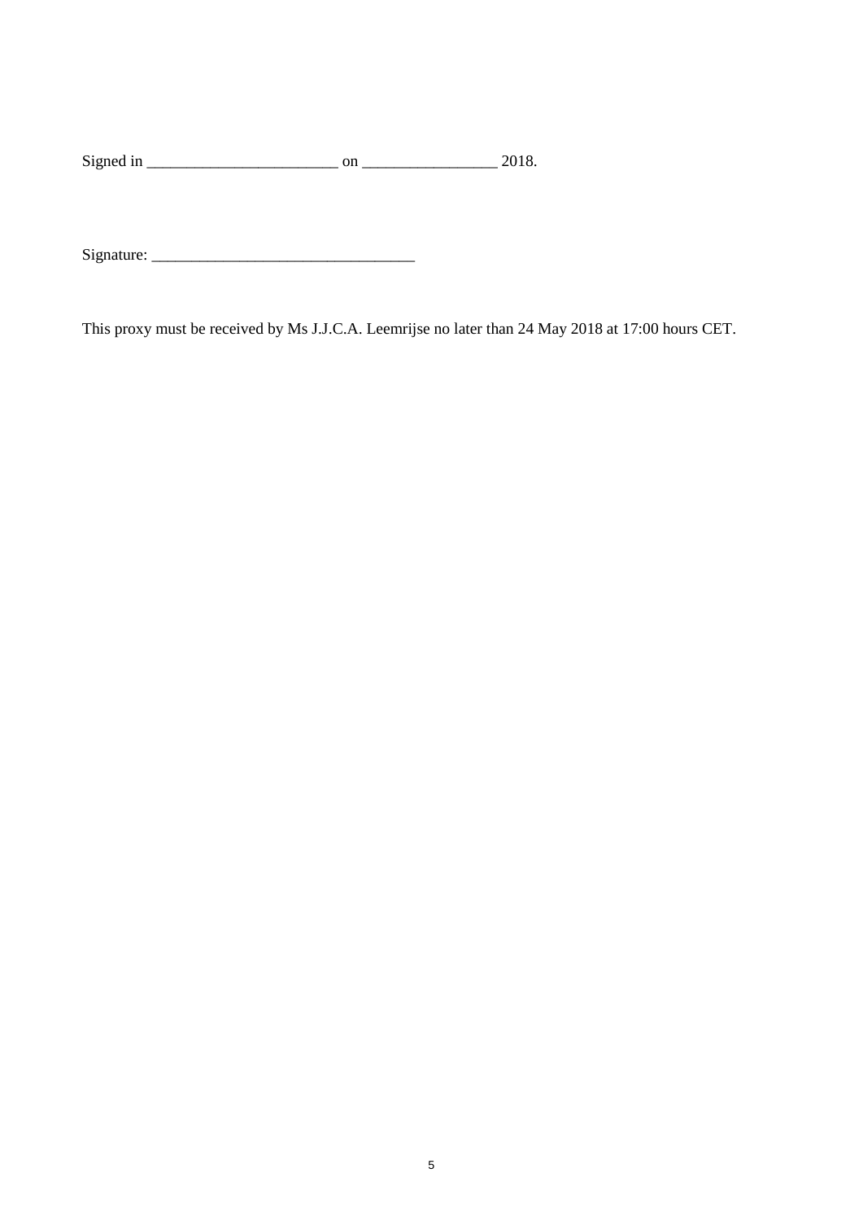Signed in ________________________ on _________________ 2018.

Signature: _________________________________

This proxy must be received by Ms J.J.C.A. Leemrijse no later than 24 May 2018 at 17:00 hours CET.